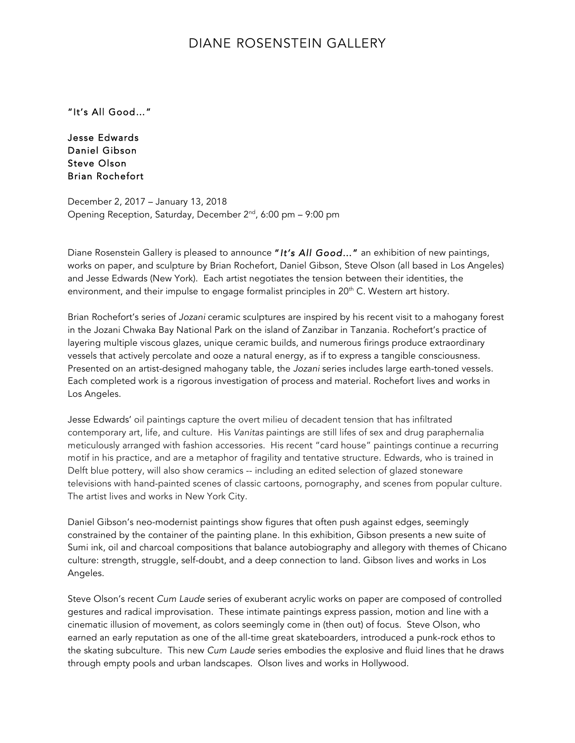# DIANE ROSENSTEIN GALLERY

"It's All Good…"

Jesse Edwards
Daniel Gibson
Steve Olson
Brian Rochefort

December 2, 2017 – January 13, 2018
Opening Reception, Saturday, December 2nd, 6:00 pm – 9:00 pm

Diane Rosenstein Gallery is pleased to announce ***"It's All Good…"*** an exhibition of new paintings, works on paper, and sculpture by Brian Rochefort, Daniel Gibson, Steve Olson (all based in Los Angeles) and Jesse Edwards (New York). Each artist negotiates the tension between their identities, the environment, and their impulse to engage formalist principles in 20th C. Western art history.

Brian Rochefort's series of *Jozani* ceramic sculptures are inspired by his recent visit to a mahogany forest in the Jozani Chwaka Bay National Park on the island of Zanzibar in Tanzania. Rochefort's practice of layering multiple viscous glazes, unique ceramic builds, and numerous firings produce extraordinary vessels that actively percolate and ooze a natural energy, as if to express a tangible consciousness. Presented on an artist-designed mahogany table, the *Jozani* series includes large earth-toned vessels. Each completed work is a rigorous investigation of process and material. Rochefort lives and works in Los Angeles.

Jesse Edwards' oil paintings capture the overt milieu of decadent tension that has infiltrated contemporary art, life, and culture. His *Vanitas* paintings are still lifes of sex and drug paraphernalia meticulously arranged with fashion accessories. His recent "card house" paintings continue a recurring motif in his practice, and are a metaphor of fragility and tentative structure. Edwards, who is trained in Delft blue pottery, will also show ceramics -- including an edited selection of glazed stoneware televisions with hand-painted scenes of classic cartoons, pornography, and scenes from popular culture. The artist lives and works in New York City.

Daniel Gibson's neo-modernist paintings show figures that often push against edges, seemingly constrained by the container of the painting plane. In this exhibition, Gibson presents a new suite of Sumi ink, oil and charcoal compositions that balance autobiography and allegory with themes of Chicano culture: strength, struggle, self-doubt, and a deep connection to land. Gibson lives and works in Los Angeles.

Steve Olson's recent *Cum Laude* series of exuberant acrylic works on paper are composed of controlled gestures and radical improvisation. These intimate paintings express passion, motion and line with a cinematic illusion of movement, as colors seemingly come in (then out) of focus. Steve Olson, who earned an early reputation as one of the all-time great skateboarders, introduced a punk-rock ethos to the skating subculture. This new *Cum Laude* series embodies the explosive and fluid lines that he draws through empty pools and urban landscapes. Olson lives and works in Hollywood.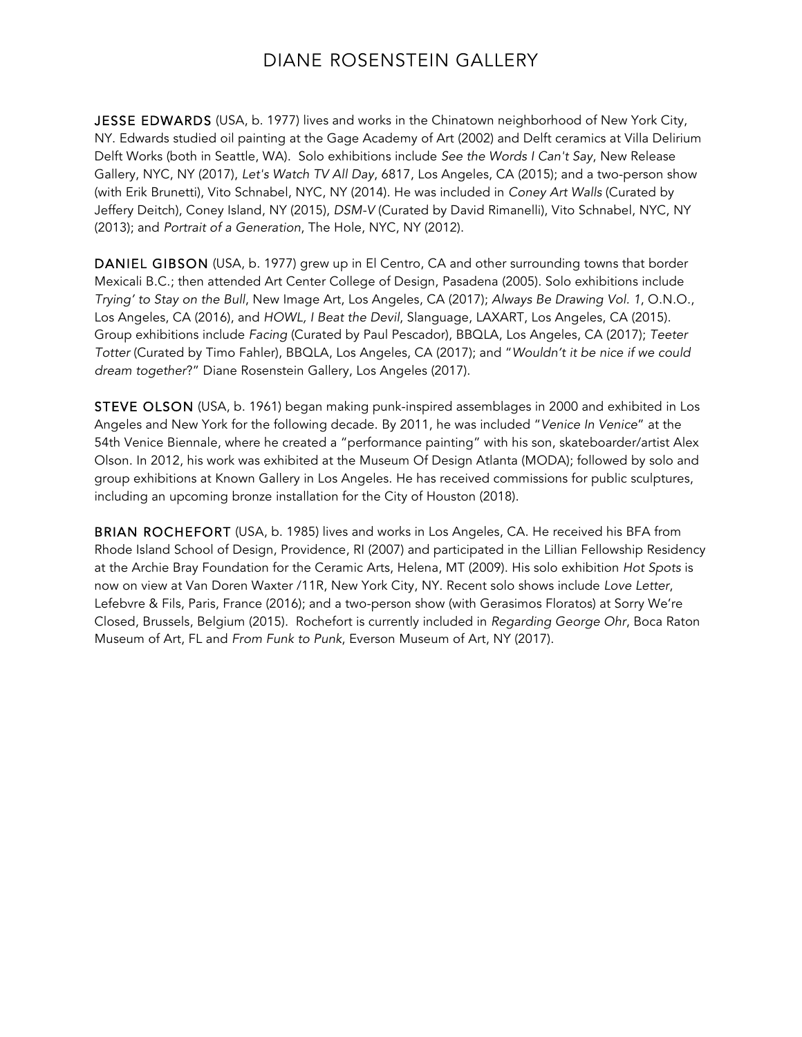# DIANE ROSENSTEIN GALLERY

**JESSE EDWARDS** (USA, b. 1977) lives and works in the Chinatown neighborhood of New York City, NY. Edwards studied oil painting at the Gage Academy of Art (2002) and Delft ceramics at Villa Delirium Delft Works (both in Seattle, WA). Solo exhibitions include *See the Words I Can't Say*, New Release Gallery, NYC, NY (2017), *Let's Watch TV All Day*, 6817, Los Angeles, CA (2015); and a two-person show (with Erik Brunetti), Vito Schnabel, NYC, NY (2014). He was included in *Coney Art Walls* (Curated by Jeffery Deitch), Coney Island, NY (2015), *DSM-V* (Curated by David Rimanelli), Vito Schnabel, NYC, NY (2013); and *Portrait of a Generation*, The Hole, NYC, NY (2012).

**DANIEL GIBSON** (USA, b. 1977) grew up in El Centro, CA and other surrounding towns that border Mexicali B.C.; then attended Art Center College of Design, Pasadena (2005). Solo exhibitions include *Trying' to Stay on the Bull*, New Image Art, Los Angeles, CA (2017); *Always Be Drawing Vol. 1*, O.N.O., Los Angeles, CA (2016), and *HOWL, I Beat the Devil*, Slanguage, LAXART, Los Angeles, CA (2015). Group exhibitions include *Facing* (Curated by Paul Pescador), BBQLA, Los Angeles, CA (2017); *Teeter Totter* (Curated by Timo Fahler), BBQLA, Los Angeles, CA (2017); and "*Wouldn't it be nice if we could dream together*?" Diane Rosenstein Gallery, Los Angeles (2017).

**STEVE OLSON** (USA, b. 1961) began making punk-inspired assemblages in 2000 and exhibited in Los Angeles and New York for the following decade. By 2011, he was included "*Venice In Venice*" at the 54th Venice Biennale, where he created a "performance painting" with his son, skateboarder/artist Alex Olson. In 2012, his work was exhibited at the Museum Of Design Atlanta (MODA); followed by solo and group exhibitions at Known Gallery in Los Angeles. He has received commissions for public sculptures, including an upcoming bronze installation for the City of Houston (2018).

**BRIAN ROCHEFORT** (USA, b. 1985) lives and works in Los Angeles, CA. He received his BFA from Rhode Island School of Design, Providence, RI (2007) and participated in the Lillian Fellowship Residency at the Archie Bray Foundation for the Ceramic Arts, Helena, MT (2009). His solo exhibition *Hot Spots* is now on view at Van Doren Waxter /11R, New York City, NY. Recent solo shows include *Love Letter*, Lefebvre & Fils, Paris, France (2016); and a two-person show (with Gerasimos Floratos) at Sorry We're Closed, Brussels, Belgium (2015). Rochefort is currently included in *Regarding George Ohr*, Boca Raton Museum of Art, FL and *From Funk to Punk*, Everson Museum of Art, NY (2017).